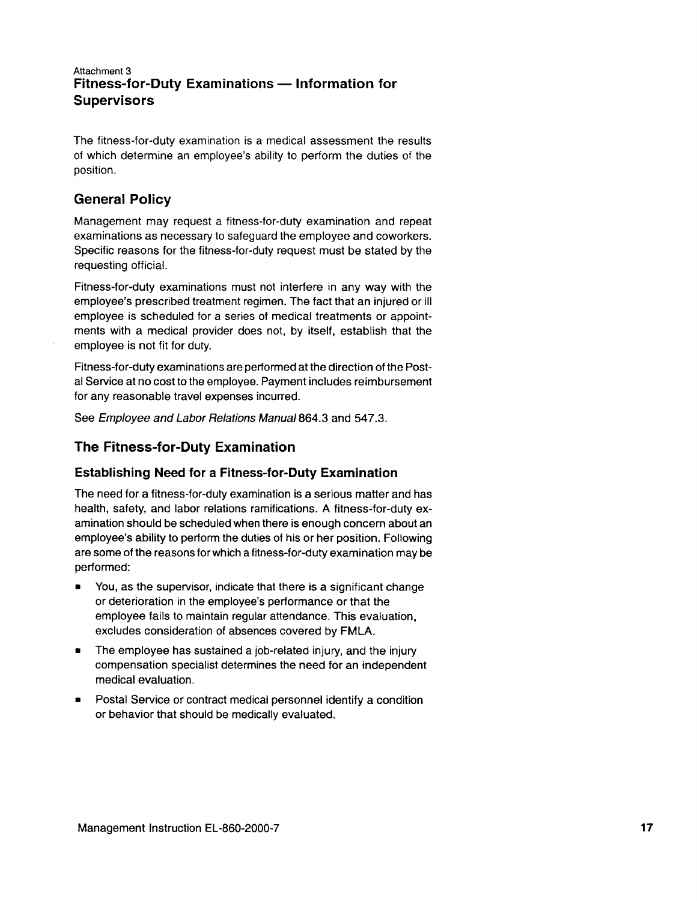Attachment 3

# Fitness-for-Duty Examinations — Information for Supervisors

The fitness-for-duty examination is a medical assessment the results of which determine an employee's ability to perform the duties of the position.

## General Policy

Management may request a fitness-for-duty examination and repeat examinations as necessary to safeguard the employee and coworkers. Specific reasons for the fitness-for-duty request must be stated by the requesting official.

Fitness-for-duty examinations must not interfere in any way with the employee's prescribed treatment regimen. The fact that an injured or ill employee is scheduled for a series of medical treatments or appointments with a medical provider does not, by itself, establish that the employee is not fit for duty.

Fitness-for-duty examinations are performed at the direction of the Postal Service at no cost to the employee. Payment includes reimbursement for any reasonable travel expenses incurred.

See *Employee and Labor Relations Manual* 864.3 and 547.3.

## The Fitness-for-Duty Examination

### Establishing Need for a Fitness-for-Duty Examination

The need for a fitness-for-duty examination is a serious matter and has health, safety, and labor relations ramifications. A fitness-for-duty examination should be scheduled when there is enough concern about an employee's ability to perform the duties of his or her position. Following are some of the reasons for which a fitness-for-duty examination may be performed:

- You, as the supervisor, indicate that there is a significant change or deterioration in the employee's performance or that the employee fails to maintain regular attendance. This evaluation, excludes consideration of absences covered by FMLA.
- The employee has sustained a job-related injury, and the injury compensation specialist determines the need for an independent medical evaluation.
- Postal Service or contract medical personnel identify a condition or behavior that should be medically evaluated.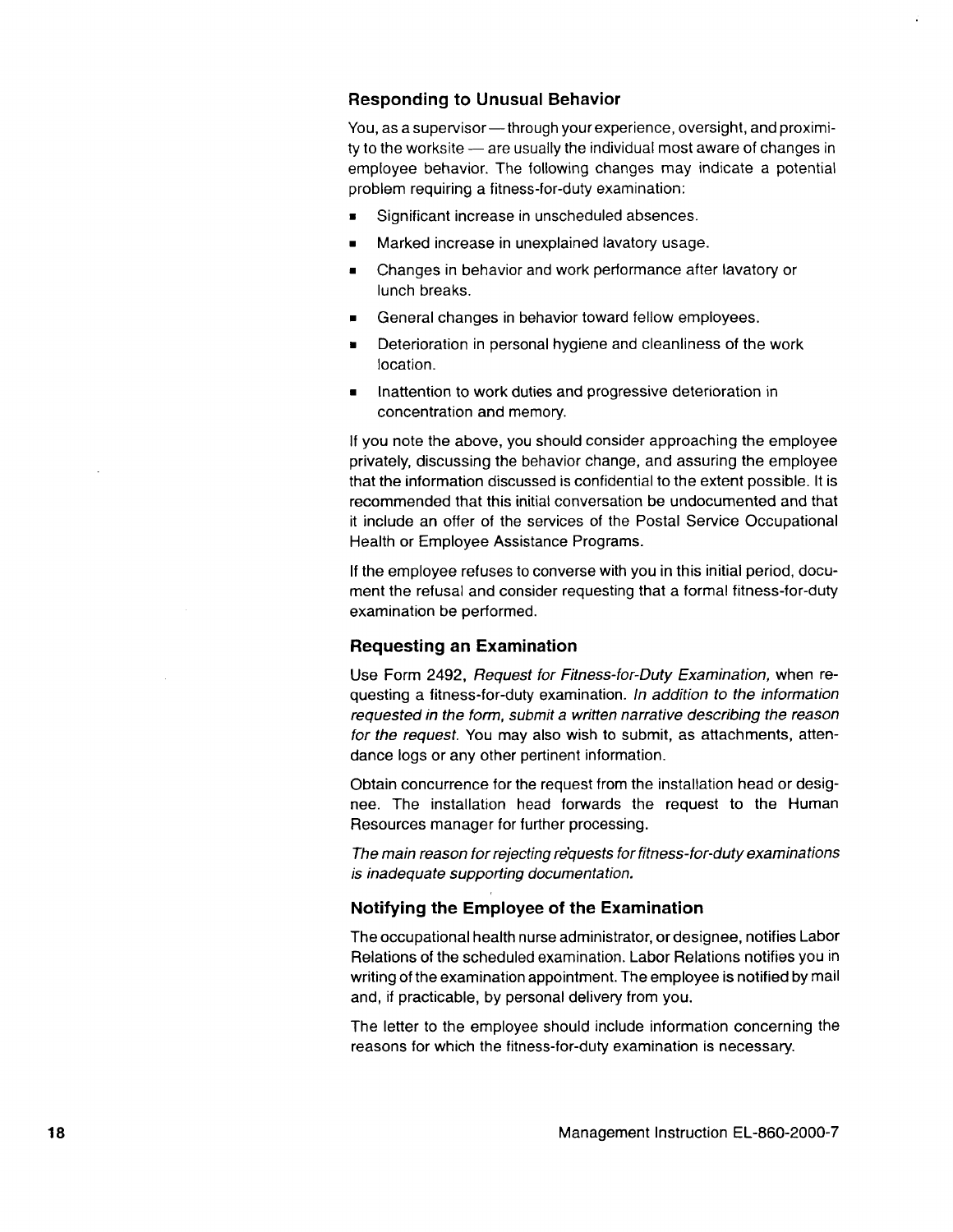### Responding to Unusual Behavior

You, as a supervisor — through your experience, oversight, and proximity to the worksite — are usually the individual most aware of changes in employee behavior. The following changes may indicate a potential problem requiring a fitness-for-duty examination:

- Significant increase in unscheduled absences.
- Marked increase in unexplained lavatory usage.
- Changes in behavior and work performance after lavatory or lunch breaks.
- General changes in behavior toward fellow employees.
- Deterioration in personal hygiene and cleanliness of the work location.
- Inattention to work duties and progressive deterioration in concentration and memory.

If you note the above, you should consider approaching the employee privately, discussing the behavior change, and assuring the employee that the information discussed is confidential to the extent possible. It is recommended that this initial conversation be undocumented and that it include an offer of the services of the Postal Service Occupational Health or Employee Assistance Programs.

If the employee refuses to converse with you in this initial period, document the refusal and consider requesting that a formal fitness-for-duty examination be performed.

### Requesting an Examination

Use Form 2492, *Request for Fitness-for-Duty Examination,* when requesting a fitness-for-duty examination. *In addition to the information requested in the form, submit a written narrative describing the reason for the request.* You may also wish to submit, as attachments, attendance logs or any other pertinent information.

Obtain concurrence for the request from the installation head or designee. The installation head forwards the request to the Human Resources manager for further processing.

*The main reason for rejecting requests for fitness-for-duty examinations is inadequate supporting documentation.*

### Notifying the Employee of the Examination

The occupational health nurse administrator, or designee, notifies Labor Relations of the scheduled examination. Labor Relations notifies you in writing of the examination appointment. The employee is notified by mail and, if practicable, by personal delivery from you.

The letter to the employee should include information concerning the reasons for which the fitness-for-duty examination is necessary.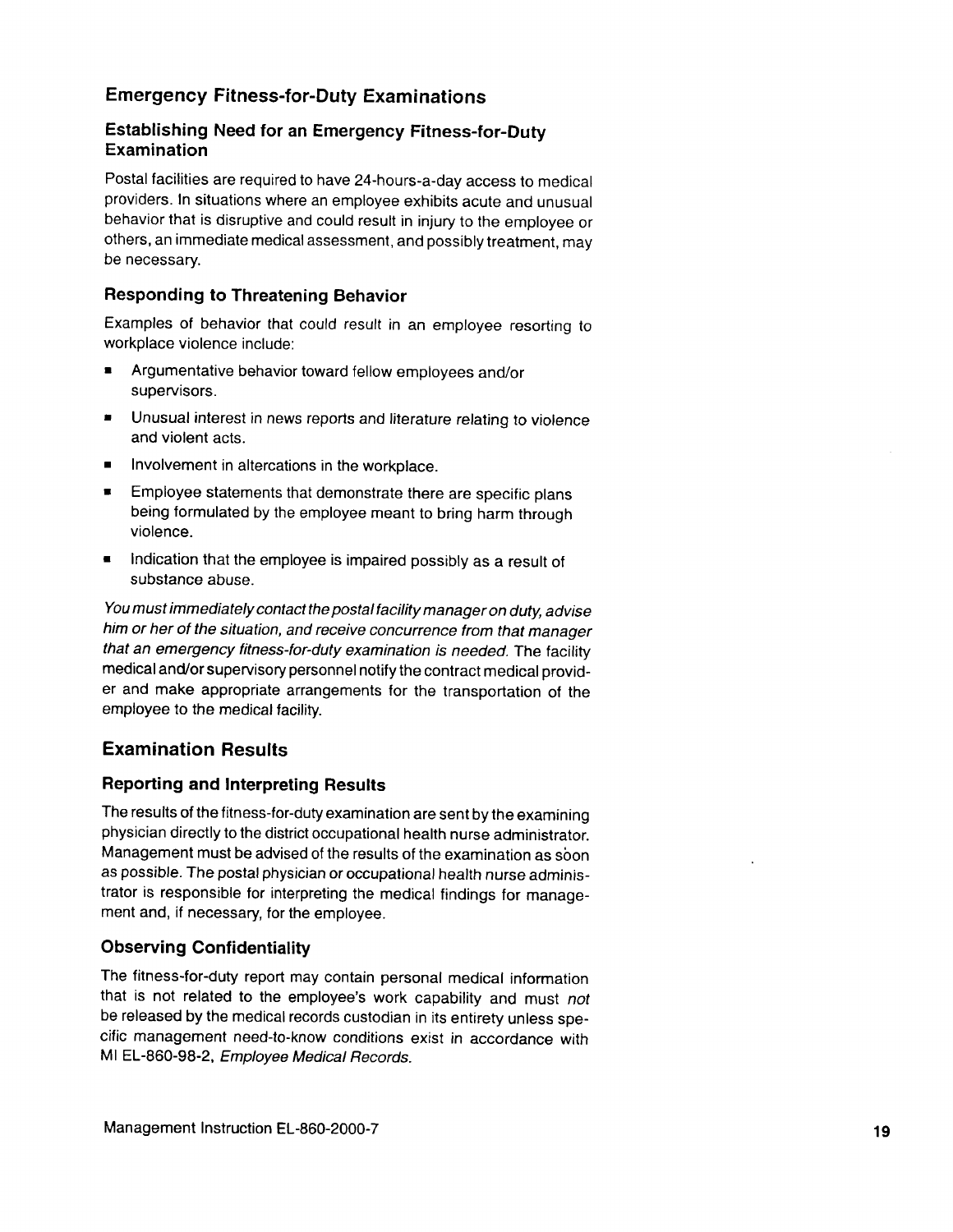## Emergency Fitness-for-Duty Examinations

### Establishing Need for an Emergency Fitness-for-Duty Examination

Postal facilities are required to have 24-hours-a-day access to medical providers. In situations where an employee exhibits acute and unusual behavior that is disruptive and could result in injury to the employee or others, an immediate medical assessment, and possibly treatment, may be necessary.

### Responding to Threatening Behavior

Examples of behavior that could result in an employee resorting to workplace violence include:

- Argumentative behavior toward fellow employees and/or supervisors.
- Unusual interest in news reports and literature relating to violence and violent acts.
- Involvement in altercations in the workplace.
- Employee statements that demonstrate there are specific plans being formulated by the employee meant to bring harm through violence.
- Indication that the employee is impaired possibly as a result of substance abuse.

*You must immediately contact the postal facility manager on duty, advise him or her of the situation, and receive concurrence from that manager that an emergency fitness-for-duty examination is needed.* The facility medical and/or supervisory personnel notify the contract medical provider and make appropriate arrangements for the transportation of the employee to the medical facility.

## Examination Results

### Reporting and Interpreting Results

The results of the fitness-for-duty examination are sent by the examining physician directly to the district occupational health nurse administrator. Management must be advised of the results of the examination as soon as possible. The postal physician or occupational health nurse administrator is responsible for interpreting the medical findings for management and, if necessary, for the employee.

### Observing Confidentiality

The fitness-for-duty report may contain personal medical information that is not related to the employee's work capability and must *not* be released by the medical records custodian in its entirety unless specific management need-to-know conditions exist in accordance with MI EL-860-98-2, *Employee Medical Records.*